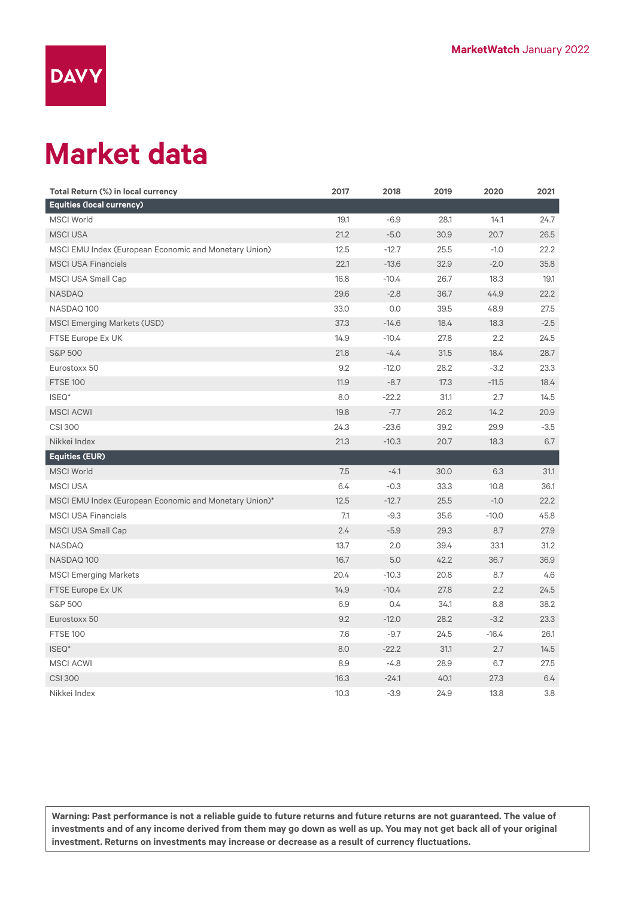DAVY

MarketWatch January 2022

# Market data

| Total Return (%) in local currency | 2017 | 2018 | 2019 | 2020 | 2021 |
|---|---|---|---|---|---|
| **Equities (local currency)** | | | | | |
| MSCI World | 19.1 | -6.9 | 28.1 | 14.1 | 24.7 |
| MSCI USA | 21.2 | -5.0 | 30.9 | 20.7 | 26.5 |
| MSCI EMU Index (European Economic and Monetary Union) | 12.5 | -12.7 | 25.5 | -1.0 | 22.2 |
| MSCI USA Financials | 22.1 | -13.6 | 32.9 | -2.0 | 35.8 |
| MSCI USA Small Cap | 16.8 | -10.4 | 26.7 | 18.3 | 19.1 |
| NASDAQ | 29.6 | -2.8 | 36.7 | 44.9 | 22.2 |
| NASDAQ 100 | 33.0 | 0.0 | 39.5 | 48.9 | 27.5 |
| MSCI Emerging Markets (USD) | 37.3 | -14.6 | 18.4 | 18.3 | -2.5 |
| FTSE Europe Ex UK | 14.9 | -10.4 | 27.8 | 2.2 | 24.5 |
| S&P 500 | 21.8 | -4.4 | 31.5 | 18.4 | 28.7 |
| Eurostoxx 50 | 9.2 | -12.0 | 28.2 | -3.2 | 23.3 |
| FTSE 100 | 11.9 | -8.7 | 17.3 | -11.5 | 18.4 |
| ISEQ* | 8.0 | -22.2 | 31.1 | 2.7 | 14.5 |
| MSCI ACWI | 19.8 | -7.7 | 26.2 | 14.2 | 20.9 |
| CSI 300 | 24.3 | -23.6 | 39.2 | 29.9 | -3.5 |
| Nikkei Index | 21.3 | -10.3 | 20.7 | 18.3 | 6.7 |
| **Equities (EUR)** | | | | | |
| MSCI World | 7.5 | -4.1 | 30.0 | 6.3 | 31.1 |
| MSCI USA | 6.4 | -0.3 | 33.3 | 10.8 | 36.1 |
| MSCI EMU Index (European Economic and Monetary Union)* | 12.5 | -12.7 | 25.5 | -1.0 | 22.2 |
| MSCI USA Financials | 7.1 | -9.3 | 35.6 | -10.0 | 45.8 |
| MSCI USA Small Cap | 2.4 | -5.9 | 29.3 | 8.7 | 27.9 |
| NASDAQ | 13.7 | 2.0 | 39.4 | 33.1 | 31.2 |
| NASDAQ 100 | 16.7 | 5.0 | 42.2 | 36.7 | 36.9 |
| MSCI Emerging Markets | 20.4 | -10.3 | 20.8 | 8.7 | 4.6 |
| FTSE Europe Ex UK | 14.9 | -10.4 | 27.8 | 2.2 | 24.5 |
| S&P 500 | 6.9 | 0.4 | 34.1 | 8.8 | 38.2 |
| Eurostoxx 50 | 9.2 | -12.0 | 28.2 | -3.2 | 23.3 |
| FTSE 100 | 7.6 | -9.7 | 24.5 | -16.4 | 26.1 |
| ISEQ* | 8.0 | -22.2 | 31.1 | 2.7 | 14.5 |
| MSCI ACWI | 8.9 | -4.8 | 28.9 | 6.7 | 27.5 |
| CSI 300 | 16.3 | -24.1 | 40.1 | 27.3 | 6.4 |
| Nikkei Index | 10.3 | -3.9 | 24.9 | 13.8 | 3.8 |

**Warning: Past performance is not a reliable guide to future returns and future returns are not guaranteed. The value of investments and of any income derived from them may go down as well as up. You may not get back all of your original investment. Returns on investments may increase or decrease as a result of currency fluctuations.**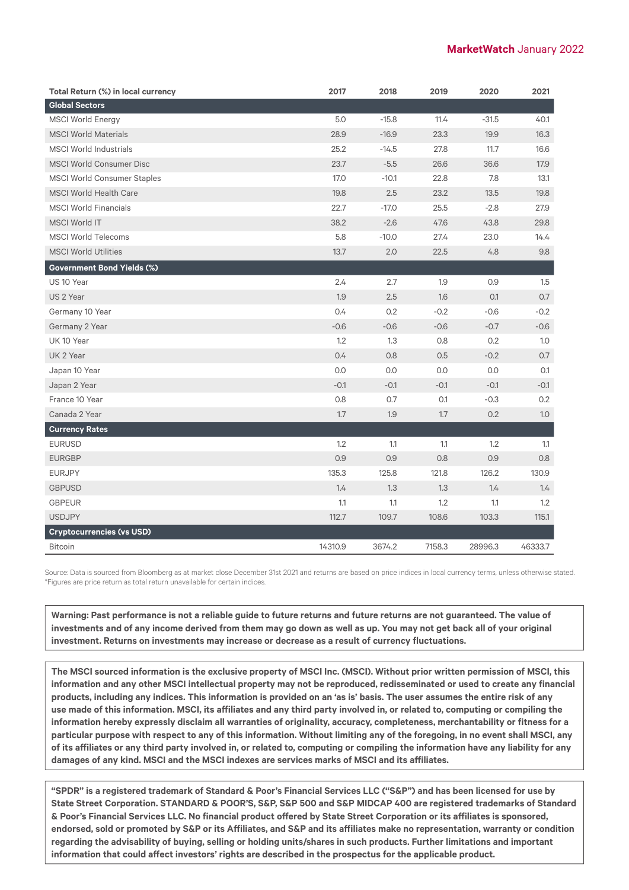| Total Return (%) in local currency | 2017 | 2018 | 2019 | 2020 | 2021 |
|---|---|---|---|---|---|
| **Global Sectors** | | | | | |
| MSCI World Energy | 5.0 | -15.8 | 11.4 | -31.5 | 40.1 |
| MSCI World Materials | 28.9 | -16.9 | 23.3 | 19.9 | 16.3 |
| MSCI World Industrials | 25.2 | -14.5 | 27.8 | 11.7 | 16.6 |
| MSCI World Consumer Disc | 23.7 | -5.5 | 26.6 | 36.6 | 17.9 |
| MSCI World Consumer Staples | 17.0 | -10.1 | 22.8 | 7.8 | 13.1 |
| MSCI World Health Care | 19.8 | 2.5 | 23.2 | 13.5 | 19.8 |
| MSCI World Financials | 22.7 | -17.0 | 25.5 | -2.8 | 27.9 |
| MSCI World IT | 38.2 | -2.6 | 47.6 | 43.8 | 29.8 |
| MSCI World Telecoms | 5.8 | -10.0 | 27.4 | 23.0 | 14.4 |
| MSCI World Utilities | 13.7 | 2.0 | 22.5 | 4.8 | 9.8 |
| **Government Bond Yields (%)** | | | | | |
| US 10 Year | 2.4 | 2.7 | 1.9 | 0.9 | 1.5 |
| US 2 Year | 1.9 | 2.5 | 1.6 | 0.1 | 0.7 |
| Germany 10 Year | 0.4 | 0.2 | -0.2 | -0.6 | -0.2 |
| Germany 2 Year | -0.6 | -0.6 | -0.6 | -0.7 | -0.6 |
| UK 10 Year | 1.2 | 1.3 | 0.8 | 0.2 | 1.0 |
| UK 2 Year | 0.4 | 0.8 | 0.5 | -0.2 | 0.7 |
| Japan 10 Year | 0.0 | 0.0 | 0.0 | 0.0 | 0.1 |
| Japan 2 Year | -0.1 | -0.1 | -0.1 | -0.1 | -0.1 |
| France 10 Year | 0.8 | 0.7 | 0.1 | -0.3 | 0.2 |
| Canada 2 Year | 1.7 | 1.9 | 1.7 | 0.2 | 1.0 |
| **Currency Rates** | | | | | |
| EURUSD | 1.2 | 1.1 | 1.1 | 1.2 | 1.1 |
| EURGBP | 0.9 | 0.9 | 0.8 | 0.9 | 0.8 |
| EURJPY | 135.3 | 125.8 | 121.8 | 126.2 | 130.9 |
| GBPUSD | 1.4 | 1.3 | 1.3 | 1.4 | 1.4 |
| GBPEUR | 1.1 | 1.1 | 1.2 | 1.1 | 1.2 |
| USDJPY | 112.7 | 109.7 | 108.6 | 103.3 | 115.1 |
| **Cryptocurrencies (vs USD)** | | | | | |
| Bitcoin | 14310.9 | 3674.2 | 7158.3 | 28996.3 | 46333.7 |

Source: Data is sourced from Bloomberg as at market close December 31st 2021 and returns are based on price indices in local currency terms, unless otherwise stated. *Figures are price return as total return unavailable for certain indices.

**Warning: Past performance is not a reliable guide to future returns and future returns are not guaranteed. The value of investments and of any income derived from them may go down as well as up. You may not get back all of your original investment. Returns on investments may increase or decrease as a result of currency fluctuations.**

**The MSCI sourced information is the exclusive property of MSCI Inc. (MSCI). Without prior written permission of MSCI, this information and any other MSCI intellectual property may not be reproduced, redisseminated or used to create any financial products, including any indices. This information is provided on an 'as is' basis. The user assumes the entire risk of any use made of this information. MSCI, its affiliates and any third party involved in, or related to, computing or compiling the information hereby expressly disclaim all warranties of originality, accuracy, completeness, merchantability or fitness for a particular purpose with respect to any of this information. Without limiting any of the foregoing, in no event shall MSCI, any of its affiliates or any third party involved in, or related to, computing or compiling the information have any liability for any damages of any kind. MSCI and the MSCI indexes are services marks of MSCI and its affiliates.**

**"SPDR" is a registered trademark of Standard & Poor's Financial Services LLC ("S&P") and has been licensed for use by State Street Corporation. STANDARD & POOR'S, S&P, S&P 500 and S&P MIDCAP 400 are registered trademarks of Standard & Poor's Financial Services LLC. No financial product offered by State Street Corporation or its affiliates is sponsored, endorsed, sold or promoted by S&P or its Affiliates, and S&P and its affiliates make no representation, warranty or condition regarding the advisability of buying, selling or holding units/shares in such products. Further limitations and important information that could affect investors' rights are described in the prospectus for the applicable product.**